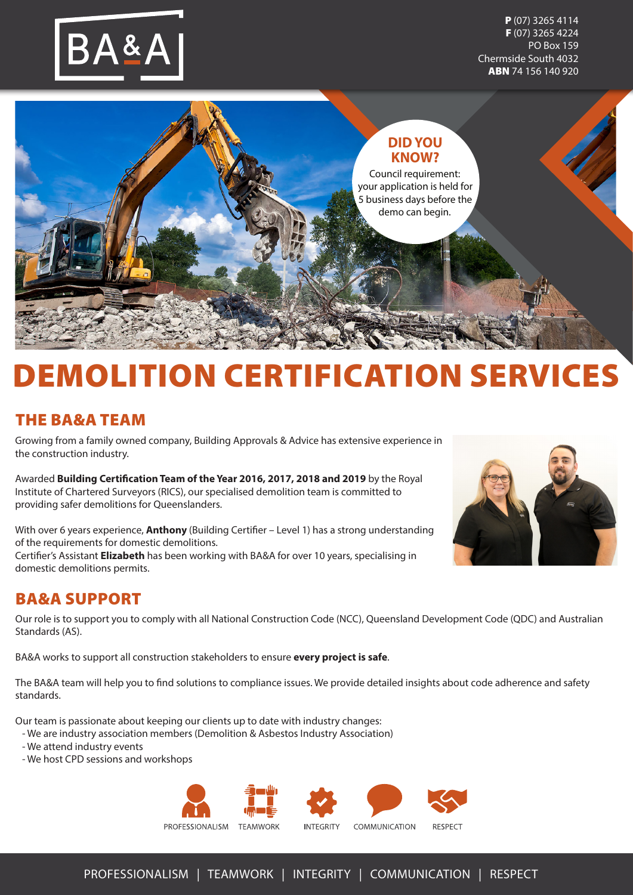**P** (07) 3265 4114
**F** (07) 3265 4224
PO Box 159
Chermside South 4032
**ABN** 74 156 140 920

**DID YOU KNOW?**
Council requirement: your application is held for 5 business days before the demo can begin.

# DEMOLITION CERTIFICATION SERVICES

## THE BA&A TEAM

Growing from a family owned company, Building Approvals & Advice has extensive experience in the construction industry.

Awarded **Building Certification Team of the Year 2016, 2017, 2018 and 2019** by the Royal Institute of Chartered Surveyors (RICS), our specialised demolition team is committed to providing safer demolitions for Queenslanders.

With over 6 years experience, **Anthony** (Building Certifier – Level 1) has a strong understanding of the requirements for domestic demolitions.
Certifier's Assistant **Elizabeth** has been working with BA&A for over 10 years, specialising in domestic demolitions permits.

## BA&A SUPPORT

Our role is to support you to comply with all National Construction Code (NCC), Queensland Development Code (QDC) and Australian Standards (AS).

BA&A works to support all construction stakeholders to ensure **every project is safe**.

The BA&A team will help you to find solutions to compliance issues. We provide detailed insights about code adherence and safety standards.

Our team is passionate about keeping our clients up to date with industry changes:
- We are industry association members (Demolition & Asbestos Industry Association)
- We attend industry events
- We host CPD sessions and workshops

PROFESSIONALISM TEAMWORK INTEGRITY COMMUNICATION RESPECT

PROFESSIONALISM | TEAMWORK | INTEGRITY | COMMUNICATION | RESPECT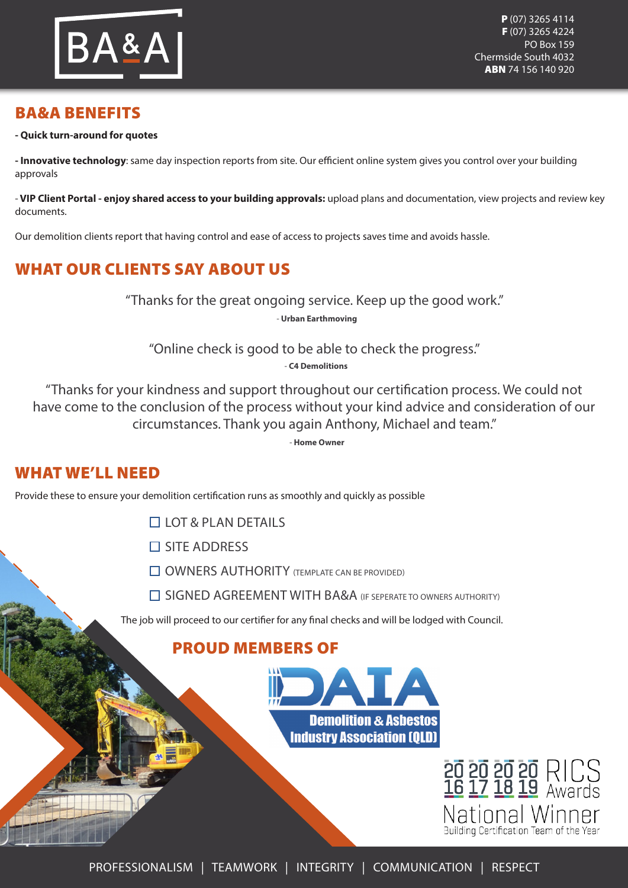**P** (07) 3265 4114
**F** (07) 3265 4224
PO Box 159
Chermside South 4032
**ABN** 74 156 140 920

## BA&A BENEFITS

**- Quick turn-around for quotes**

**- Innovative technology**: same day inspection reports from site. Our efficient online system gives you control over your building approvals

- **VIP Client Portal - enjoy shared access to your building approvals:** upload plans and documentation, view projects and review key documents.

Our demolition clients report that having control and ease of access to projects saves time and avoids hassle.

## WHAT OUR CLIENTS SAY ABOUT US

"Thanks for the great ongoing service. Keep up the good work."
- **Urban Earthmoving**

"Online check is good to be able to check the progress."
- **C4 Demolitions**

"Thanks for your kindness and support throughout our certification process. We could not have come to the conclusion of the process without your kind advice and consideration of our circumstances. Thank you again Anthony, Michael and team."
- **Home Owner**

## WHAT WE'LL NEED

Provide these to ensure your demolition certification runs as smoothly and quickly as possible

- ☐ LOT & PLAN DETAILS
- ☐ SITE ADDRESS
- ☐ OWNERS AUTHORITY (TEMPLATE CAN BE PROVIDED)
- ☐ SIGNED AGREEMENT WITH BA&A (IF SEPERATE TO OWNERS AUTHORITY)

The job will proceed to our certifier for any final checks and will be lodged with Council.

## PROUD MEMBERS OF

DAIA Demolition & Asbestos Industry Association (QLD)

2016 2017 2018 2019 RICS Awards
National Winner
Building Certification Team of the Year

PROFESSIONALISM | TEAMWORK | INTEGRITY | COMMUNICATION | RESPECT